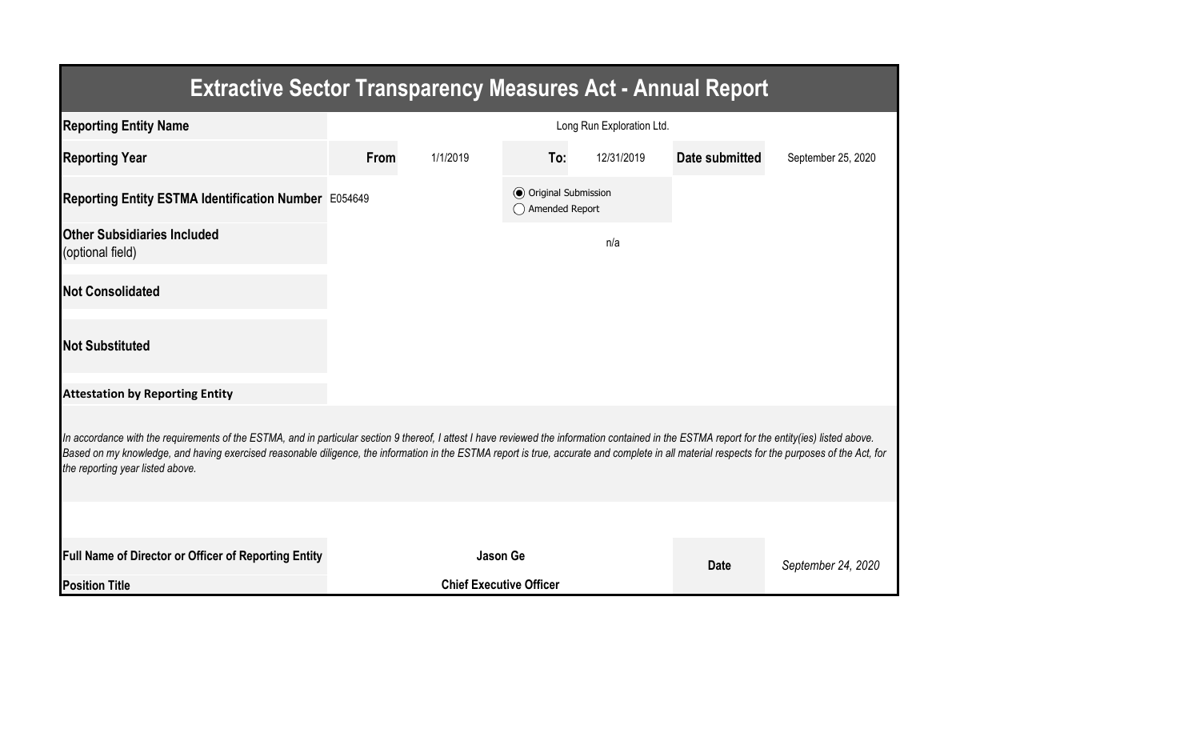# Extractive Sector Transparency Measures Act - Annual Report

| | | | | | | |
|---|---|---|---|---|---|---|
| **Reporting Entity Name** | Long Run Exploration Ltd. | | | | | |
| **Reporting Year** | **From** | 1/1/2019 | **To:** | 12/31/2019 | **Date submitted** | September 25, 2020 |
| **Reporting Entity ESTMA Identification Number** | E054649 | | ◉ Original Submission ◯ Amended Report | | | |
| **Other Subsidiaries Included** (optional field) | | | | n/a | | |
| **Not Consolidated** | | | | | | |
| **Not Substituted** | | | | | | |

**Attestation by Reporting Entity**

*In accordance with the requirements of the ESTMA, and in particular section 9 thereof, I attest I have reviewed the information contained in the ESTMA report for the entity(ies) listed above. Based on my knowledge, and having exercised reasonable diligence, the information in the ESTMA report is true, accurate and complete in all material respects for the purposes of the Act, for the reporting year listed above.*

| | | | |
|---|---|---|---|
| **Full Name of Director or Officer of Reporting Entity** | **Jason Ge** | **Date** | *September 24, 2020* |
| **Position Title** | **Chief Executive Officer** | | |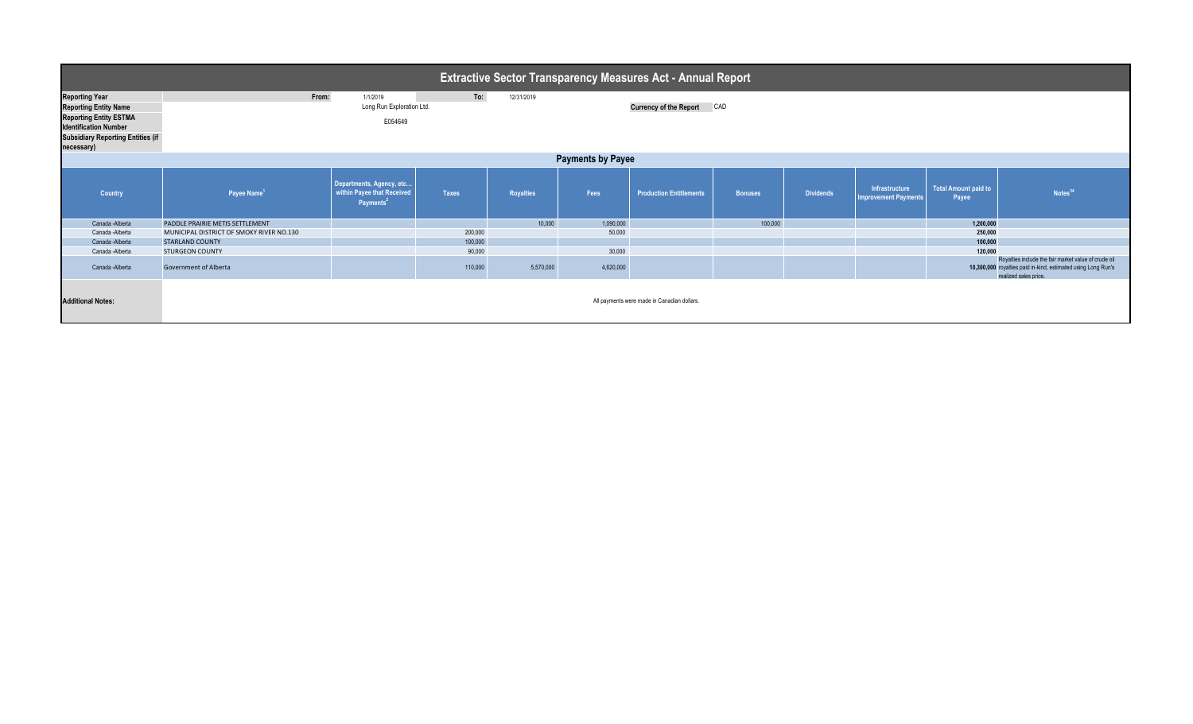# Extractive Sector Transparency Measures Act - Annual Report

| | | | | |
|---|---|---|---|---|
| **Reporting Year** | From: | 1/1/2019 | To: | 12/31/2019 |
| **Reporting Entity Name** | | Long Run Exploration Ltd. | | **Currency of the Report** CAD |
| **Reporting Entity ESTMA Identification Number** | | E054649 | | |
| **Subsidiary Reporting Entities (if necessary)** | | | | |

## Payments by Payee

| Country | Payee Name[1] | Departments, Agency, etc... within Payee that Received Payments[2] | Taxes | Royalties | Fees | Production Entitlements | Bonuses | Dividends | Infrastructure Improvement Payments | Total Amount paid to Payee | Notes[34] |
|---|---|---|---|---|---|---|---|---|---|---|---|
| Canada -Alberta | PADDLE PRAIRIE METIS SETTLEMENT | | | 10,000 | 1,090,000 | | 100,000 | | | 1,200,000 | |
| Canada -Alberta | MUNICIPAL DISTRICT OF SMOKY RIVER NO.130 | | 200,000 | | 50,000 | | | | | 250,000 | |
| Canada -Alberta | STARLAND COUNTY | | 100,000 | | | | | | | 100,000 | |
| Canada -Alberta | STURGEON COUNTY | | 90,000 | | 30,000 | | | | | 120,000 | |
| Canada -Alberta | Government of Alberta | | 110,000 | 5,570,000 | 4,620,000 | | | | | 10,300,000 | Royalties include the fair market value of crude oil royalties paid in-kind, estimated using Long Run's realized sales price. |

**Additional Notes:** All payments were made in Canadian dollars.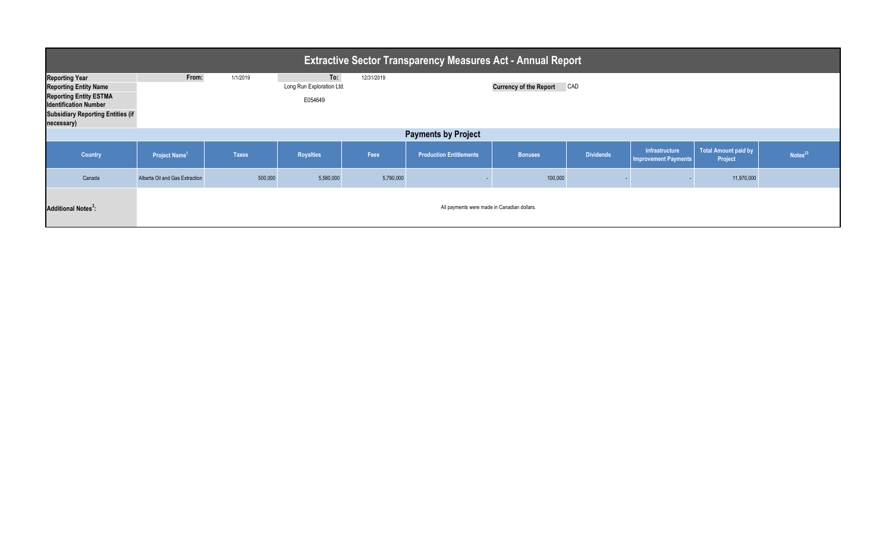# Extractive Sector Transparency Measures Act - Annual Report

| | | | | | |
|---|---|---|---|---|---|
| **Reporting Year** | **From:** | 1/1/2019 | **To:** | 12/31/2019 | |
| **Reporting Entity Name** | | Long Run Exploration Ltd. | | **Currency of the Report** | CAD |
| **Reporting Entity ESTMA Identification Number** | | E054649 | | | |
| **Subsidiary Reporting Entities (if necessary)** | | | | | |

## Payments by Project

| Country | Project Name[1] | Taxes | Royalties | Fees | Production Entitlements | Bonuses | Dividends | Infrastructure Improvement Payments | Total Amount paid by Project | Notes[23] |
|---|---|---|---|---|---|---|---|---|---|---|
| Canada | Alberta Oil and Gas Extraction | 500,000 | 5,580,000 | 5,790,000 | - | 100,000 | - | - | 11,970,000 | |

**Additional Notes[3]:** All payments were made in Canadian dollars.